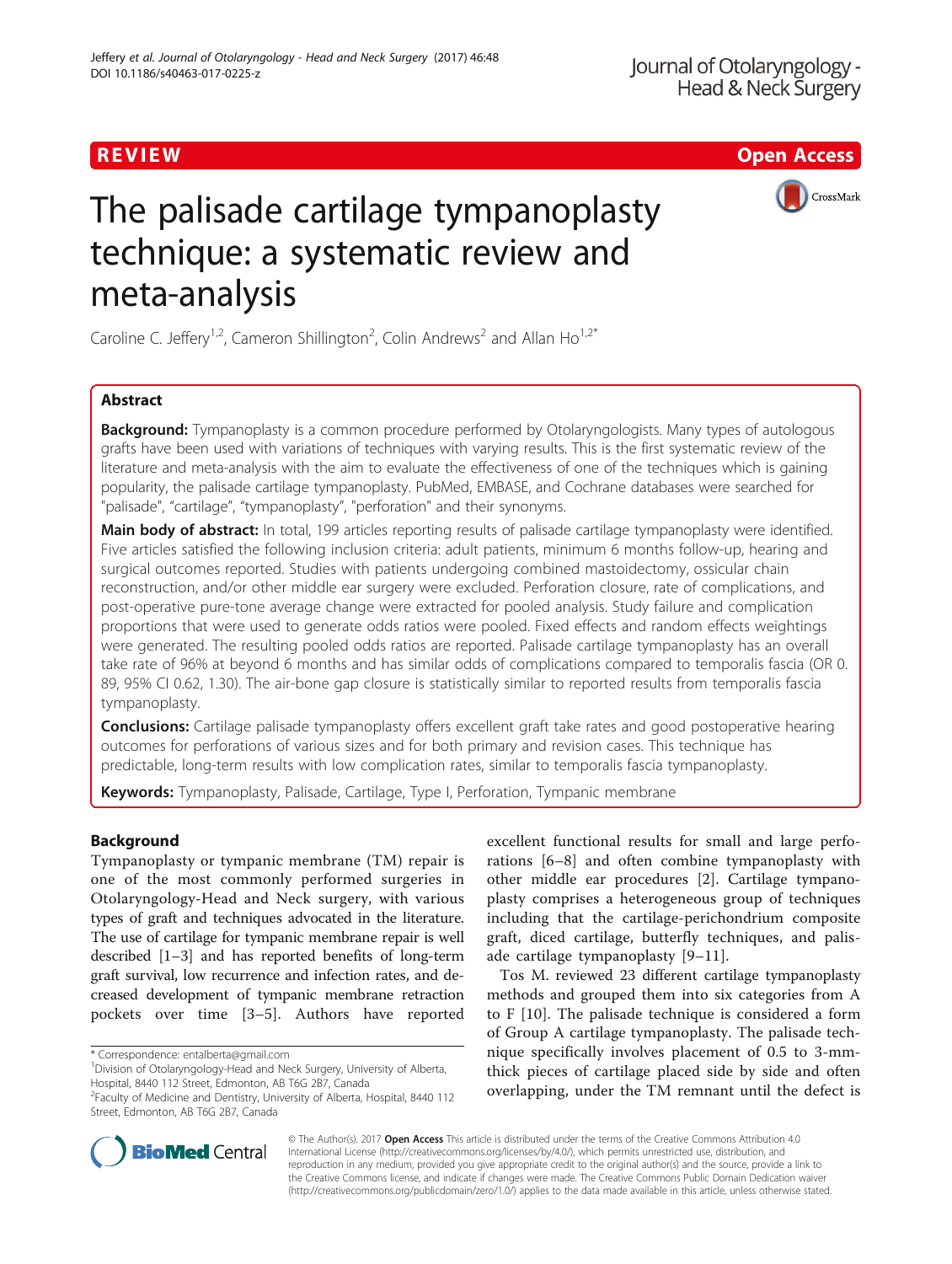REVIEW Open Access

# The palisade cartilage tympanoplasty technique: a systematic review and meta-analysis

Caroline C. Jeffery[1,2], Cameron Shillington[2], Colin Andrews[2] and Allan Ho[1,2*]

## Abstract

**Background:** Tympanoplasty is a common procedure performed by Otolaryngologists. Many types of autologous grafts have been used with variations of techniques with varying results. This is the first systematic review of the literature and meta-analysis with the aim to evaluate the effectiveness of one of the techniques which is gaining popularity, the palisade cartilage tympanoplasty. PubMed, EMBASE, and Cochrane databases were searched for "palisade", "cartilage", "tympanoplasty", "perforation" and their synonyms.

**Main body of abstract:** In total, 199 articles reporting results of palisade cartilage tympanoplasty were identified. Five articles satisfied the following inclusion criteria: adult patients, minimum 6 months follow-up, hearing and surgical outcomes reported. Studies with patients undergoing combined mastoidectomy, ossicular chain reconstruction, and/or other middle ear surgery were excluded. Perforation closure, rate of complications, and post-operative pure-tone average change were extracted for pooled analysis. Study failure and complication proportions that were used to generate odds ratios were pooled. Fixed effects and random effects weightings were generated. The resulting pooled odds ratios are reported. Palisade cartilage tympanoplasty has an overall take rate of 96% at beyond 6 months and has similar odds of complications compared to temporalis fascia (OR 0.89, 95% CI 0.62, 1.30). The air-bone gap closure is statistically similar to reported results from temporalis fascia tympanoplasty.

**Conclusions:** Cartilage palisade tympanoplasty offers excellent graft take rates and good postoperative hearing outcomes for perforations of various sizes and for both primary and revision cases. This technique has predictable, long-term results with low complication rates, similar to temporalis fascia tympanoplasty.

**Keywords:** Tympanoplasty, Palisade, Cartilage, Type I, Perforation, Tympanic membrane

## Background

Tympanoplasty or tympanic membrane (TM) repair is one of the most commonly performed surgeries in Otolaryngology-Head and Neck surgery, with various types of graft and techniques advocated in the literature. The use of cartilage for tympanic membrane repair is well described [1–3] and has reported benefits of long-term graft survival, low recurrence and infection rates, and decreased development of tympanic membrane retraction pockets over time [3–5]. Authors have reported excellent functional results for small and large perforations [6–8] and often combine tympanoplasty with other middle ear procedures [2]. Cartilage tympanoplasty comprises a heterogeneous group of techniques including that the cartilage-perichondrium composite graft, diced cartilage, butterfly techniques, and palisade cartilage tympanoplasty [9–11].

Tos M. reviewed 23 different cartilage tympanoplasty methods and grouped them into six categories from A to F [10]. The palisade technique is considered a form of Group A cartilage tympanoplasty. The palisade technique specifically involves placement of 0.5 to 3-mm-thick pieces of cartilage placed side by side and often overlapping, under the TM remnant until the defect is

\* Correspondence: entalberta@gmail.com
[1]Division of Otolaryngology-Head and Neck Surgery, University of Alberta, Hospital, 8440 112 Street, Edmonton, AB T6G 2B7, Canada
[2]Faculty of Medicine and Dentistry, University of Alberta, Hospital, 8440 112 Street, Edmonton, AB T6G 2B7, Canada

© The Author(s). 2017 **Open Access** This article is distributed under the terms of the Creative Commons Attribution 4.0 International License (http://creativecommons.org/licenses/by/4.0/), which permits unrestricted use, distribution, and reproduction in any medium, provided you give appropriate credit to the original author(s) and the source, provide a link to the Creative Commons license, and indicate if changes were made. The Creative Commons Public Domain Dedication waiver (http://creativecommons.org/publicdomain/zero/1.0/) applies to the data made available in this article, unless otherwise stated.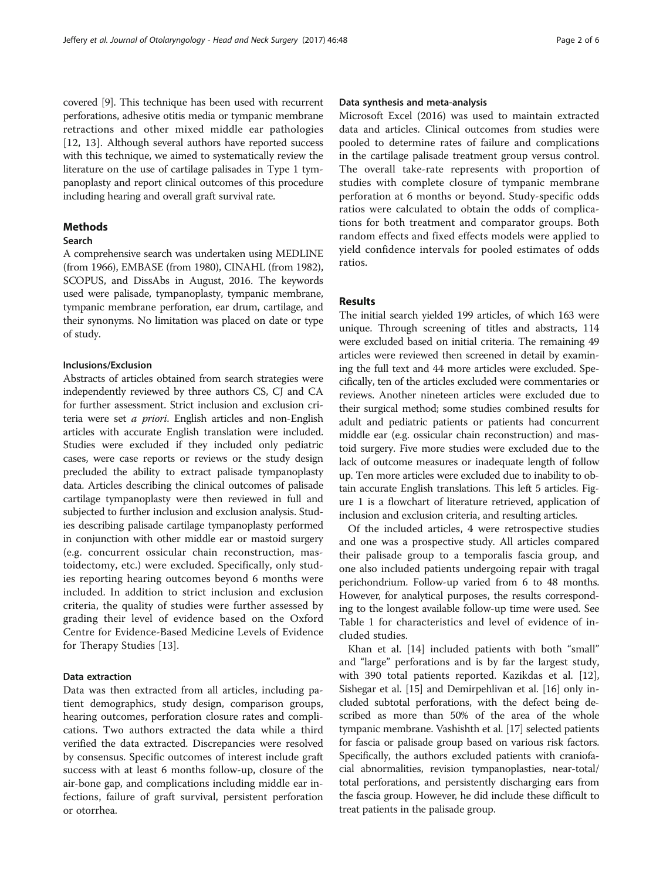covered [9]. This technique has been used with recurrent perforations, adhesive otitis media or tympanic membrane retractions and other mixed middle ear pathologies [12, 13]. Although several authors have reported success with this technique, we aimed to systematically review the literature on the use of cartilage palisades in Type 1 tympanoplasty and report clinical outcomes of this procedure including hearing and overall graft survival rate.

## Methods

### Search

A comprehensive search was undertaken using MEDLINE (from 1966), EMBASE (from 1980), CINAHL (from 1982), SCOPUS, and DissAbs in August, 2016. The keywords used were palisade, tympanoplasty, tympanic membrane, tympanic membrane perforation, ear drum, cartilage, and their synonyms. No limitation was placed on date or type of study.

#### Inclusions/Exclusion

Abstracts of articles obtained from search strategies were independently reviewed by three authors CS, CJ and CA for further assessment. Strict inclusion and exclusion criteria were set *a priori*. English articles and non-English articles with accurate English translation were included. Studies were excluded if they included only pediatric cases, were case reports or reviews or the study design precluded the ability to extract palisade tympanoplasty data. Articles describing the clinical outcomes of palisade cartilage tympanoplasty were then reviewed in full and subjected to further inclusion and exclusion analysis. Studies describing palisade cartilage tympanoplasty performed in conjunction with other middle ear or mastoid surgery (e.g. concurrent ossicular chain reconstruction, mastoidectomy, etc.) were excluded. Specifically, only studies reporting hearing outcomes beyond 6 months were included. In addition to strict inclusion and exclusion criteria, the quality of studies were further assessed by grading their level of evidence based on the Oxford Centre for Evidence-Based Medicine Levels of Evidence for Therapy Studies [13].

#### Data extraction

Data was then extracted from all articles, including patient demographics, study design, comparison groups, hearing outcomes, perforation closure rates and complications. Two authors extracted the data while a third verified the data extracted. Discrepancies were resolved by consensus. Specific outcomes of interest include graft success with at least 6 months follow-up, closure of the air-bone gap, and complications including middle ear infections, failure of graft survival, persistent perforation or otorrhea.

#### Data synthesis and meta-analysis

Microsoft Excel (2016) was used to maintain extracted data and articles. Clinical outcomes from studies were pooled to determine rates of failure and complications in the cartilage palisade treatment group versus control. The overall take-rate represents with proportion of studies with complete closure of tympanic membrane perforation at 6 months or beyond. Study-specific odds ratios were calculated to obtain the odds of complications for both treatment and comparator groups. Both random effects and fixed effects models were applied to yield confidence intervals for pooled estimates of odds ratios.

## Results

The initial search yielded 199 articles, of which 163 were unique. Through screening of titles and abstracts, 114 were excluded based on initial criteria. The remaining 49 articles were reviewed then screened in detail by examining the full text and 44 more articles were excluded. Specifically, ten of the articles excluded were commentaries or reviews. Another nineteen articles were excluded due to their surgical method; some studies combined results for adult and pediatric patients or patients had concurrent middle ear (e.g. ossicular chain reconstruction) and mastoid surgery. Five more studies were excluded due to the lack of outcome measures or inadequate length of follow up. Ten more articles were excluded due to inability to obtain accurate English translations. This left 5 articles. Figure 1 is a flowchart of literature retrieved, application of inclusion and exclusion criteria, and resulting articles.

Of the included articles, 4 were retrospective studies and one was a prospective study. All articles compared their palisade group to a temporalis fascia group, and one also included patients undergoing repair with tragal perichondrium. Follow-up varied from 6 to 48 months. However, for analytical purposes, the results corresponding to the longest available follow-up time were used. See Table 1 for characteristics and level of evidence of included studies.

Khan et al. [14] included patients with both "small" and "large" perforations and is by far the largest study, with 390 total patients reported. Kazikdas et al. [12], Sishegar et al. [15] and Demirpehlivan et al. [16] only included subtotal perforations, with the defect being described as more than 50% of the area of the whole tympanic membrane. Vashishth et al. [17] selected patients for fascia or palisade group based on various risk factors. Specifically, the authors excluded patients with craniofacial abnormalities, revision tympanoplasties, near-total/total perforations, and persistently discharging ears from the fascia group. However, he did include these difficult to treat patients in the palisade group.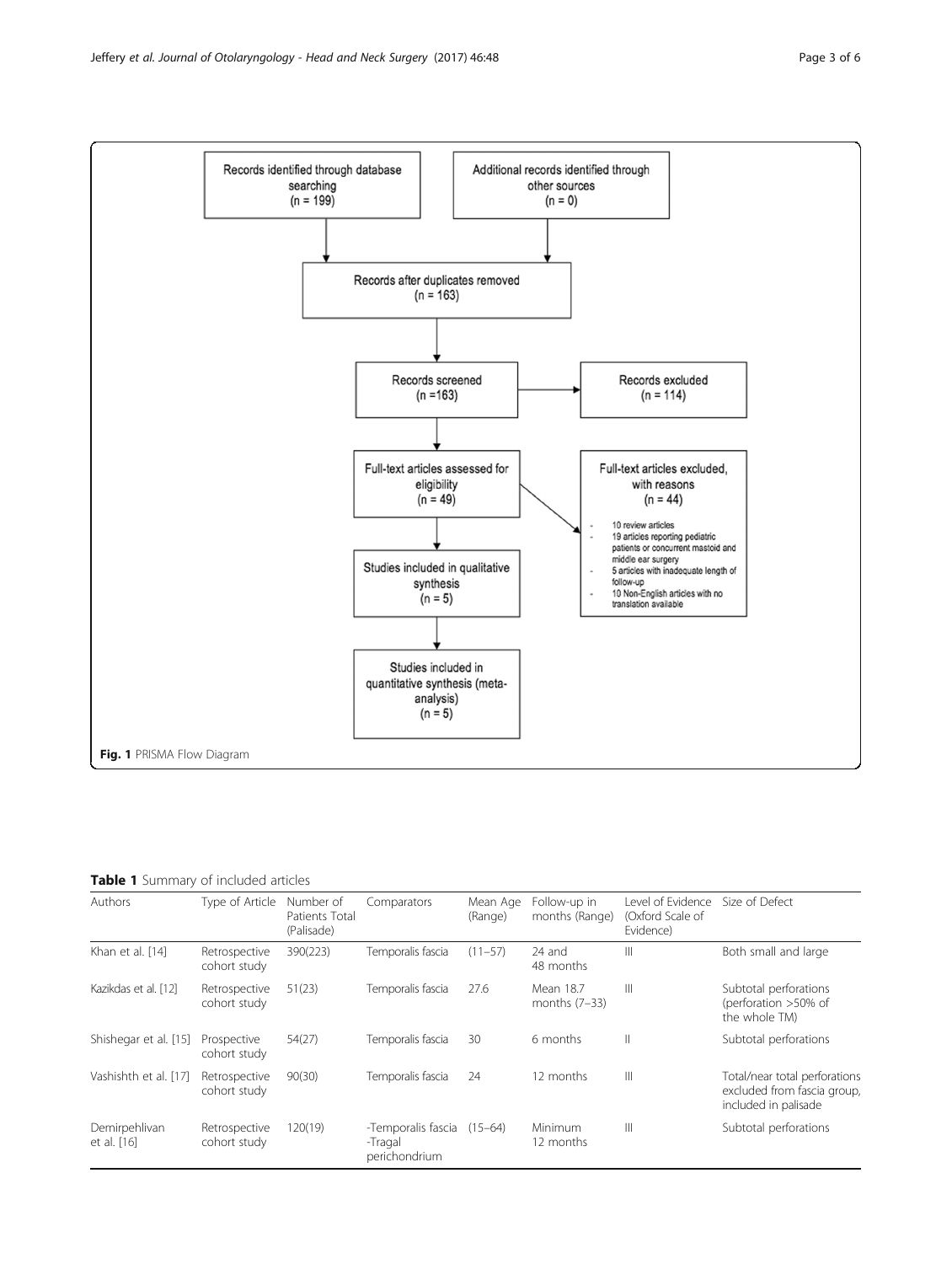Records identified through database searching (n = 199)

Additional records identified through other sources (n = 0)

Records after duplicates removed (n = 163)

Records screened (n =163)

Records excluded (n = 114)

Full-text articles assessed for eligibility (n = 49)

Full-text articles excluded, with reasons (n = 44)

- 10 review articles
- 19 articles reporting pediatric patients or concurrent mastoid and middle ear surgery
- 5 articles with inadequate length of follow-up
- 10 Non-English articles with no translation available

Studies included in qualitative synthesis (n = 5)

Studies included in quantitative synthesis (meta-analysis) (n = 5)

**Fig. 1** PRISMA Flow Diagram

**Table 1** Summary of included articles

| Authors | Type of Article | Number of Patients Total (Palisade) | Comparators | Mean Age (Range) | Follow-up in months (Range) | Level of Evidence (Oxford Scale of Evidence) | Size of Defect |
|---|---|---|---|---|---|---|---|
| Khan et al. [14] | Retrospective cohort study | 390(223) | Temporalis fascia | (11–57) | 24 and 48 months | III | Both small and large |
| Kazikdas et al. [12] | Retrospective cohort study | 51(23) | Temporalis fascia | 27.6 | Mean 18.7 months (7–33) | III | Subtotal perforations (perforation >50% of the whole TM) |
| Shishegar et al. [15] | Prospective cohort study | 54(27) | Temporalis fascia | 30 | 6 months | II | Subtotal perforations |
| Vashishth et al. [17] | Retrospective cohort study | 90(30) | Temporalis fascia | 24 | 12 months | III | Total/near total perforations excluded from fascia group, included in palisade |
| Demirpehlivan et al. [16] | Retrospective cohort study | 120(19) | -Temporalis fascia -Tragal perichondrium | (15–64) | Minimum 12 months | III | Subtotal perforations |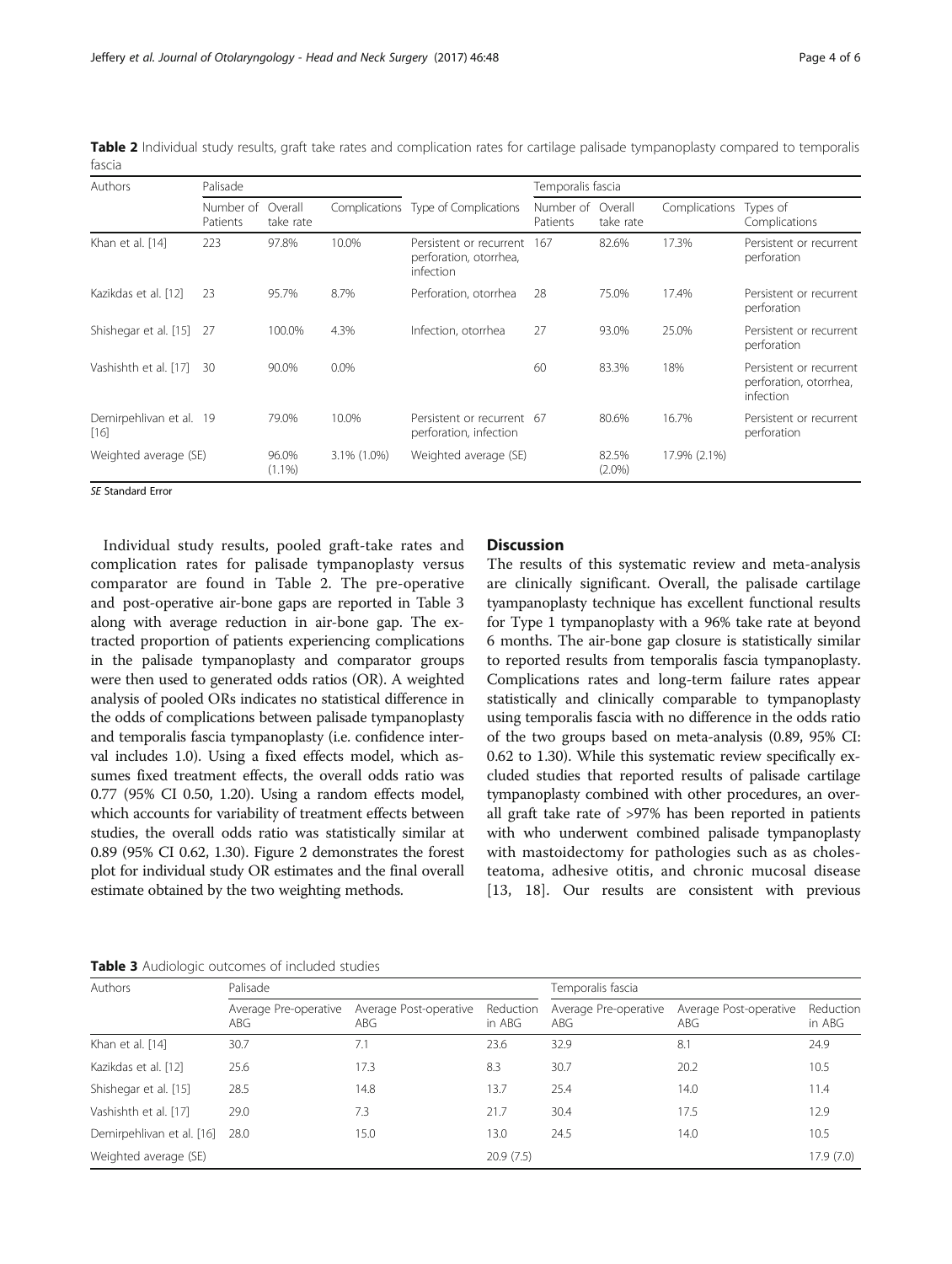**Table 2** Individual study results, graft take rates and complication rates for cartilage palisade tympanoplasty compared to temporalis fascia

| Authors | Palisade | | | | Temporalis fascia | | | |
|---|---|---|---|---|---|---|---|---|
| | Number of Patients | Overall take rate | Complications | Type of Complications | Number of Patients | Overall take rate | Complications | Types of Complications |
| Khan et al. [14] | 223 | 97.8% | 10.0% | Persistent or recurrent perforation, otorrhea, infection | 167 | 82.6% | 17.3% | Persistent or recurrent perforation |
| Kazikdas et al. [12] | 23 | 95.7% | 8.7% | Perforation, otorrhea | 28 | 75.0% | 17.4% | Persistent or recurrent perforation |
| Shishegar et al. [15] | 27 | 100.0% | 4.3% | Infection, otorrhea | 27 | 93.0% | 25.0% | Persistent or recurrent perforation |
| Vashishth et al. [17] | 30 | 90.0% | 0.0% | | 60 | 83.3% | 18% | Persistent or recurrent perforation, otorrhea, infection |
| Demirpehlivan et al. [16] | 19 | 79.0% | 10.0% | Persistent or recurrent perforation, infection | 67 | 80.6% | 16.7% | Persistent or recurrent perforation |
| Weighted average (SE) | | 96.0% (1.1%) | 3.1% (1.0%) | Weighted average (SE) | | 82.5% (2.0%) | 17.9% (2.1%) | |

*SE* Standard Error

Individual study results, pooled graft-take rates and complication rates for palisade tympanoplasty versus comparator are found in Table 2. The pre-operative and post-operative air-bone gaps are reported in Table 3 along with average reduction in air-bone gap. The extracted proportion of patients experiencing complications in the palisade tympanoplasty and comparator groups were then used to generated odds ratios (OR). A weighted analysis of pooled ORs indicates no statistical difference in the odds of complications between palisade tympanoplasty and temporalis fascia tympanoplasty (i.e. confidence interval includes 1.0). Using a fixed effects model, which assumes fixed treatment effects, the overall odds ratio was 0.77 (95% CI 0.50, 1.20). Using a random effects model, which accounts for variability of treatment effects between studies, the overall odds ratio was statistically similar at 0.89 (95% CI 0.62, 1.30). Figure 2 demonstrates the forest plot for individual study OR estimates and the final overall estimate obtained by the two weighting methods.

## Discussion

The results of this systematic review and meta-analysis are clinically significant. Overall, the palisade cartilage tyampanoplasty technique has excellent functional results for Type 1 tympanoplasty with a 96% take rate at beyond 6 months. The air-bone gap closure is statistically similar to reported results from temporalis fascia tympanoplasty. Complications rates and long-term failure rates appear statistically and clinically comparable to tympanoplasty using temporalis fascia with no difference in the odds ratio of the two groups based on meta-analysis (0.89, 95% CI: 0.62 to 1.30). While this systematic review specifically excluded studies that reported results of palisade cartilage tympanoplasty combined with other procedures, an overall graft take rate of >97% has been reported in patients with who underwent combined palisade tympanoplasty with mastoidectomy for pathologies such as as cholesteatoma, adhesive otitis, and chronic mucosal disease [13, 18]. Our results are consistent with previous

**Table 3** Audiologic outcomes of included studies

| Authors | Palisade | | | Temporalis fascia | | |
|---|---|---|---|---|---|---|
| | Average Pre-operative ABG | Average Post-operative ABG | Reduction in ABG | Average Pre-operative ABG | Average Post-operative ABG | Reduction in ABG |
| Khan et al. [14] | 30.7 | 7.1 | 23.6 | 32.9 | 8.1 | 24.9 |
| Kazikdas et al. [12] | 25.6 | 17.3 | 8.3 | 30.7 | 20.2 | 10.5 |
| Shishegar et al. [15] | 28.5 | 14.8 | 13.7 | 25.4 | 14.0 | 11.4 |
| Vashishth et al. [17] | 29.0 | 7.3 | 21.7 | 30.4 | 17.5 | 12.9 |
| Demirpehlivan et al. [16] | 28.0 | 15.0 | 13.0 | 24.5 | 14.0 | 10.5 |
| Weighted average (SE) | | | 20.9 (7.5) | | | 17.9 (7.0) |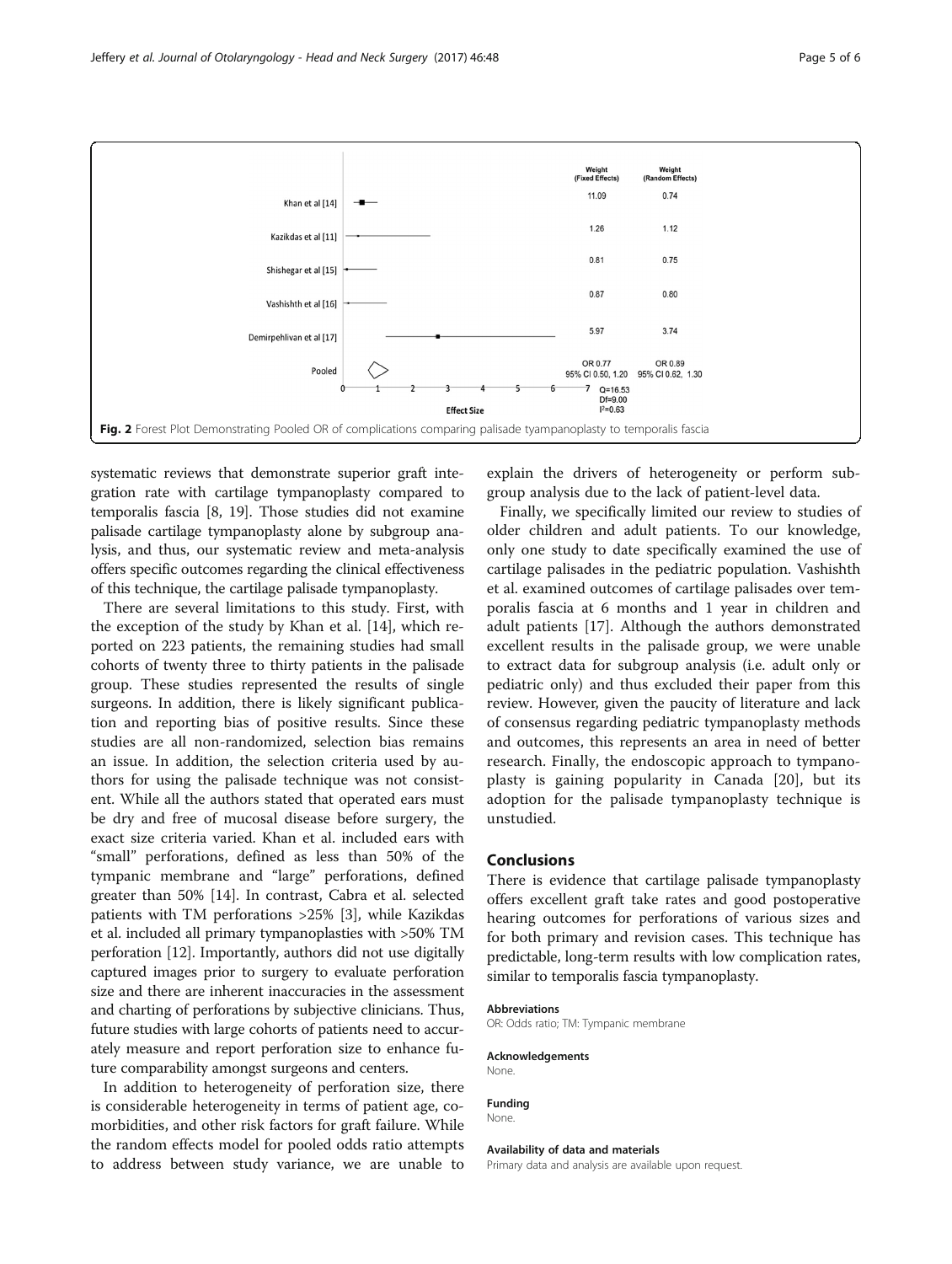Fig. 2 Forest Plot Demonstrating Pooled OR of complications comparing palisade tyampanoplasty to temporalis fascia

systematic reviews that demonstrate superior graft integration rate with cartilage tympanoplasty compared to temporalis fascia [8, 19]. Those studies did not examine palisade cartilage tympanoplasty alone by subgroup analysis, and thus, our systematic review and meta-analysis offers specific outcomes regarding the clinical effectiveness of this technique, the cartilage palisade tympanoplasty.

There are several limitations to this study. First, with the exception of the study by Khan et al. [14], which reported on 223 patients, the remaining studies had small cohorts of twenty three to thirty patients in the palisade group. These studies represented the results of single surgeons. In addition, there is likely significant publication and reporting bias of positive results. Since these studies are all non-randomized, selection bias remains an issue. In addition, the selection criteria used by authors for using the palisade technique was not consistent. While all the authors stated that operated ears must be dry and free of mucosal disease before surgery, the exact size criteria varied. Khan et al. included ears with "small" perforations, defined as less than 50% of the tympanic membrane and "large" perforations, defined greater than 50% [14]. In contrast, Cabra et al. selected patients with TM perforations >25% [3], while Kazikdas et al. included all primary tympanoplasties with >50% TM perforation [12]. Importantly, authors did not use digitally captured images prior to surgery to evaluate perforation size and there are inherent inaccuracies in the assessment and charting of perforations by subjective clinicians. Thus, future studies with large cohorts of patients need to accurately measure and report perforation size to enhance future comparability amongst surgeons and centers.

In addition to heterogeneity of perforation size, there is considerable heterogeneity in terms of patient age, comorbidities, and other risk factors for graft failure. While the random effects model for pooled odds ratio attempts to address between study variance, we are unable to explain the drivers of heterogeneity or perform subgroup analysis due to the lack of patient-level data.

Finally, we specifically limited our review to studies of older children and adult patients. To our knowledge, only one study to date specifically examined the use of cartilage palisades in the pediatric population. Vashishth et al. examined outcomes of cartilage palisades over temporalis fascia at 6 months and 1 year in children and adult patients [17]. Although the authors demonstrated excellent results in the palisade group, we were unable to extract data for subgroup analysis (i.e. adult only or pediatric only) and thus excluded their paper from this review. However, given the paucity of literature and lack of consensus regarding pediatric tympanoplasty methods and outcomes, this represents an area in need of better research. Finally, the endoscopic approach to tympanoplasty is gaining popularity in Canada [20], but its adoption for the palisade tympanoplasty technique is unstudied.

## Conclusions

There is evidence that cartilage palisade tympanoplasty offers excellent graft take rates and good postoperative hearing outcomes for perforations of various sizes and for both primary and revision cases. This technique has predictable, long-term results with low complication rates, similar to temporalis fascia tympanoplasty.

#### Abbreviations

OR: Odds ratio; TM: Tympanic membrane

#### Acknowledgements

None.

#### Funding

None.

#### Availability of data and materials

Primary data and analysis are available upon request.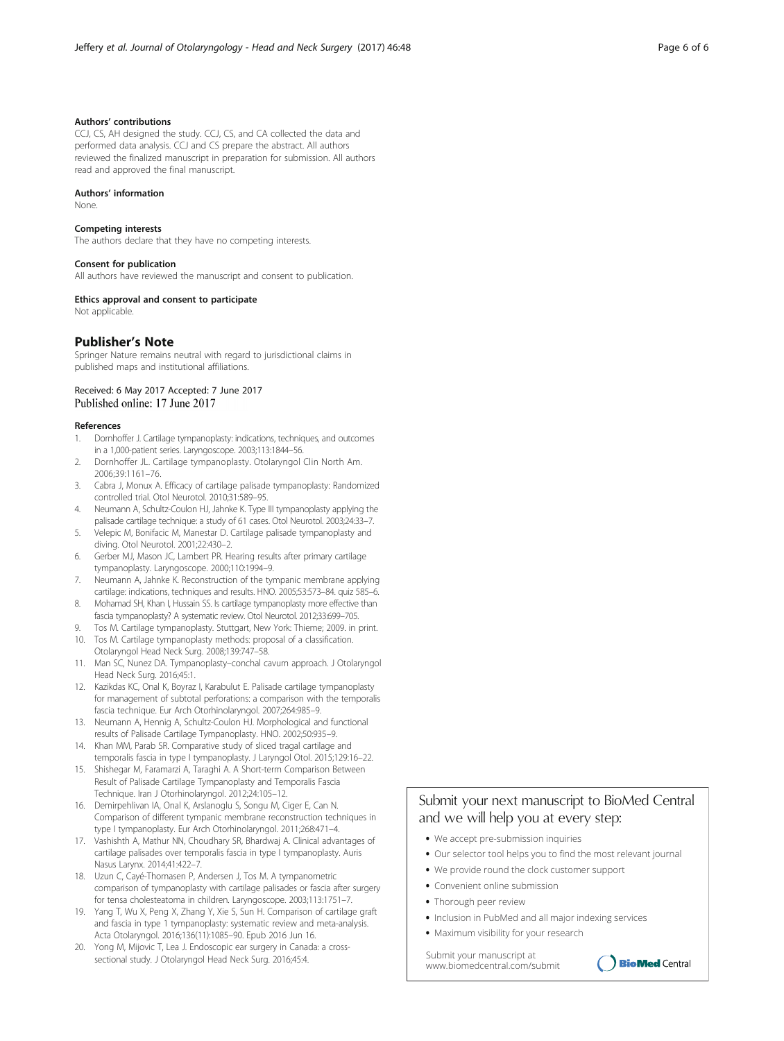### Authors' contributions

CCJ, CS, AH designed the study. CCJ, CS, and CA collected the data and performed data analysis. CCJ and CS prepare the abstract. All authors reviewed the finalized manuscript in preparation for submission. All authors read and approved the final manuscript.

### Authors' information

None.

### Competing interests

The authors declare that they have no competing interests.

### Consent for publication

All authors have reviewed the manuscript and consent to publication.

### Ethics approval and consent to participate

Not applicable.

## Publisher's Note

Springer Nature remains neutral with regard to jurisdictional claims in published maps and institutional affiliations.

Received: 6 May 2017 Accepted: 7 June 2017
Published online: 17 June 2017

### References

1. Dornhoffer J. Cartilage tympanoplasty: indications, techniques, and outcomes in a 1,000-patient series. Laryngoscope. 2003;113:1844–56.
2. Dornhoffer JL. Cartilage tympanoplasty. Otolaryngol Clin North Am. 2006;39:1161–76.
3. Cabra J, Monux A. Efficacy of cartilage palisade tympanoplasty: Randomized controlled trial. Otol Neurotol. 2010;31:589–95.
4. Neumann A, Schultz-Coulon HJ, Jahnke K. Type III tympanoplasty applying the palisade cartilage technique: a study of 61 cases. Otol Neurotol. 2003;24:33–7.
5. Velepic M, Bonifacic M, Manestar D. Cartilage palisade tympanoplasty and diving. Otol Neurotol. 2001;22:430–2.
6. Gerber MJ, Mason JC, Lambert PR. Hearing results after primary cartilage tympanoplasty. Laryngoscope. 2000;110:1994–9.
7. Neumann A, Jahnke K. Reconstruction of the tympanic membrane applying cartilage: indications, techniques and results. HNO. 2005;53:573–84. quiz 585–6.
8. Mohamad SH, Khan I, Hussain SS. Is cartilage tympanoplasty more effective than fascia tympanoplasty? A systematic review. Otol Neurotol. 2012;33:699–705.
9. Tos M. Cartilage tympanoplasty. Stuttgart, New York: Thieme; 2009. in print.
10. Tos M. Cartilage tympanoplasty methods: proposal of a classification. Otolaryngol Head Neck Surg. 2008;139:747–58.
11. Man SC, Nunez DA. Tympanoplasty–conchal cavum approach. J Otolaryngol Head Neck Surg. 2016;45:1.
12. Kazikdas KC, Onal K, Boyraz I, Karabulut E. Palisade cartilage tympanoplasty for management of subtotal perforations: a comparison with the temporalis fascia technique. Eur Arch Otorhinolaryngol. 2007;264:985–9.
13. Neumann A, Hennig A, Schultz-Coulon HJ. Morphological and functional results of Palisade Cartilage Tympanoplasty. HNO. 2002;50:935–9.
14. Khan MM, Parab SR. Comparative study of sliced tragal cartilage and temporalis fascia in type I tympanoplasty. J Laryngol Otol. 2015;129:16–22.
15. Shishegar M, Faramarzi A, Taraghi A. A Short-term Comparison Between Result of Palisade Cartilage Tympanoplasty and Temporalis Fascia Technique. Iran J Otorhinolaryngol. 2012;24:105–12.
16. Demirpehlivan IA, Onal K, Arslanoglu S, Songu M, Ciger E, Can N. Comparison of different tympanic membrane reconstruction techniques in type I tympanoplasty. Eur Arch Otorhinolaryngol. 2011;268:471–4.
17. Vashishth A, Mathur NN, Choudhary SR, Bhardwaj A. Clinical advantages of cartilage palisades over temporalis fascia in type I tympanoplasty. Auris Nasus Larynx. 2014;41:422–7.
18. Uzun C, Cayé-Thomasen P, Andersen J, Tos M. A tympanometric comparison of tympanoplasty with cartilage palisades or fascia after surgery for tensa cholesteatoma in children. Laryngoscope. 2003;113:1751–7.
19. Yang T, Wu X, Peng X, Zhang Y, Xie S, Sun H. Comparison of cartilage graft and fascia in type 1 tympanoplasty: systematic review and meta-analysis. Acta Otolaryngol. 2016;136(11):1085–90. Epub 2016 Jun 16.
20. Yong M, Mijovic T, Lea J. Endoscopic ear surgery in Canada: a cross-sectional study. J Otolaryngol Head Neck Surg. 2016;45:4.

Submit your next manuscript to BioMed Central and we will help you at every step:

- We accept pre-submission inquiries
- Our selector tool helps you to find the most relevant journal
- We provide round the clock customer support
- Convenient online submission
- Thorough peer review
- Inclusion in PubMed and all major indexing services
- Maximum visibility for your research

Submit your manuscript at www.biomedcentral.com/submit

BioMed Central